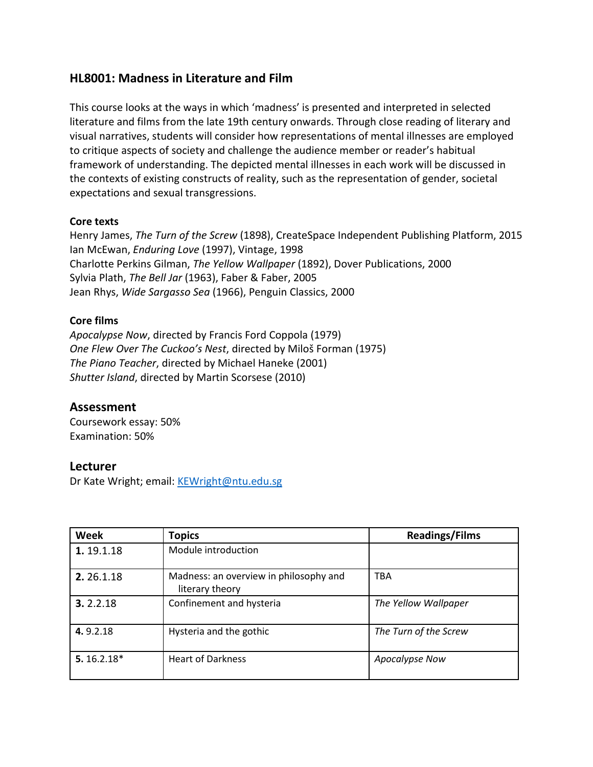## HL8001: Madness in Literature and Film

This course looks at the ways in which 'madness' is presented and interpreted in selected literature and films from the late 19th century onwards. Through close reading of literary and visual narratives, students will consider how representations of mental illnesses are employed to critique aspects of society and challenge the audience member or reader's habitual framework of understanding. The depicted mental illnesses in each work will be discussed in the contexts of existing constructs of reality, such as the representation of gender, societal expectations and sexual transgressions.

**Core texts**

Henry James, *The Turn of the Screw* (1898), CreateSpace Independent Publishing Platform, 2015
Ian McEwan, *Enduring Love* (1997), Vintage, 1998
Charlotte Perkins Gilman, *The Yellow Wallpaper* (1892), Dover Publications, 2000
Sylvia Plath, *The Bell Jar* (1963), Faber & Faber, 2005
Jean Rhys, *Wide Sargasso Sea* (1966), Penguin Classics, 2000

**Core films**

*Apocalypse Now*, directed by Francis Ford Coppola (1979)
*One Flew Over The Cuckoo's Nest*, directed by Miloš Forman (1975)
*The Piano Teacher*, directed by Michael Haneke (2001)
*Shutter Island*, directed by Martin Scorsese (2010)

### Assessment

Coursework essay: 50%
Examination: 50%

### Lecturer

Dr Kate Wright; email: [KEWright@ntu.edu.sg](mailto:KEWright@ntu.edu.sg)

| Week | Topics | Readings/Films |
|---|---|---|
| **1.** 19.1.18 | Module introduction | |
| **2.** 26.1.18 | Madness: an overview in philosophy and literary theory | TBA |
| **3.** 2.2.18 | Confinement and hysteria | *The Yellow Wallpaper* |
| **4.** 9.2.18 | Hysteria and the gothic | *The Turn of the Screw* |
| **5.** 16.2.18* | Heart of Darkness | *Apocalypse Now* |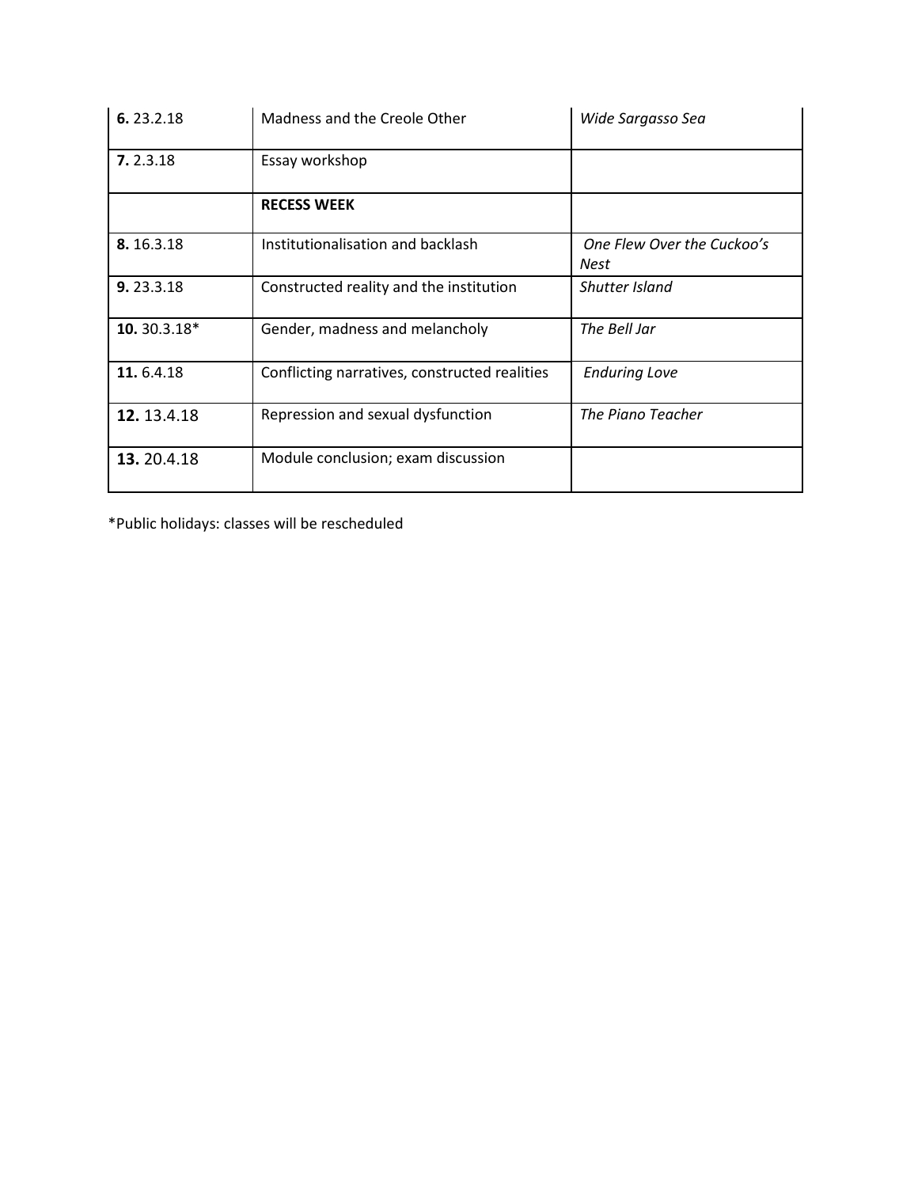| | | |
|---|---|---|
| **6.** 23.2.18 | Madness and the Creole Other | *Wide Sargasso Sea* |
| **7.** 2.3.18 | Essay workshop | |
| | **RECESS WEEK** | |
| **8.** 16.3.18 | Institutionalisation and backlash | *One Flew Over the Cuckoo's Nest* |
| **9.** 23.3.18 | Constructed reality and the institution | *Shutter Island* |
| **10.** 30.3.18* | Gender, madness and melancholy | *The Bell Jar* |
| **11.** 6.4.18 | Conflicting narratives, constructed realities | *Enduring Love* |
| **12.** 13.4.18 | Repression and sexual dysfunction | *The Piano Teacher* |
| **13.** 20.4.18 | Module conclusion; exam discussion | |

*Public holidays: classes will be rescheduled